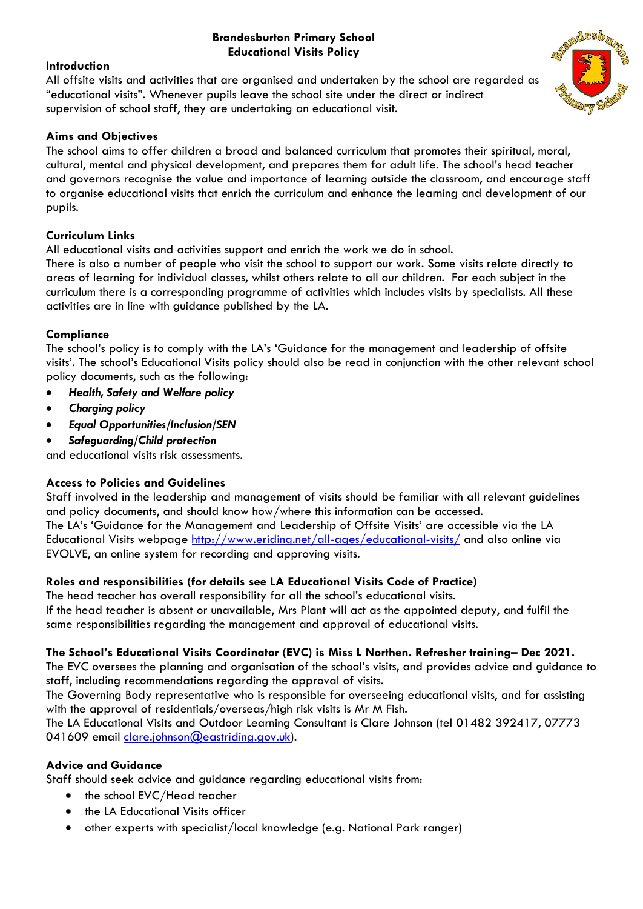# Brandesburton Primary School
## Educational Visits Policy

### Introduction

All offsite visits and activities that are organised and undertaken by the school are regarded as "educational visits". Whenever pupils leave the school site under the direct or indirect supervision of school staff, they are undertaking an educational visit.

### Aims and Objectives

The school aims to offer children a broad and balanced curriculum that promotes their spiritual, moral, cultural, mental and physical development, and prepares them for adult life. The school's head teacher and governors recognise the value and importance of learning outside the classroom, and encourage staff to organise educational visits that enrich the curriculum and enhance the learning and development of our pupils.

### Curriculum Links

All educational visits and activities support and enrich the work we do in school.
There is also a number of people who visit the school to support our work. Some visits relate directly to areas of learning for individual classes, whilst others relate to all our children. For each subject in the curriculum there is a corresponding programme of activities which includes visits by specialists. All these activities are in line with guidance published by the LA.

### Compliance

The school's policy is to comply with the LA's 'Guidance for the management and leadership of offsite visits'. The school's Educational Visits policy should also be read in conjunction with the other relevant school policy documents, such as the following:

- ***Health, Safety and Welfare policy***
- ***Charging policy***
- ***Equal Opportunities/Inclusion/SEN***
- ***Safeguarding/Child protection***

and educational visits risk assessments.

### Access to Policies and Guidelines

Staff involved in the leadership and management of visits should be familiar with all relevant guidelines and policy documents, and should know how/where this information can be accessed.
The LA's 'Guidance for the Management and Leadership of Offsite Visits' are accessible via the LA Educational Visits webpage http://www.eriding.net/all-ages/educational-visits/ and also online via EVOLVE, an online system for recording and approving visits.

### Roles and responsibilities (for details see LA Educational Visits Code of Practice)

The head teacher has overall responsibility for all the school's educational visits.
If the head teacher is absent or unavailable, Mrs Plant will act as the appointed deputy, and fulfil the same responsibilities regarding the management and approval of educational visits.

**The School's Educational Visits Coordinator (EVC) is Miss L Northen. Refresher training– Dec 2021.**

The EVC oversees the planning and organisation of the school's visits, and provides advice and guidance to staff, including recommendations regarding the approval of visits.
The Governing Body representative who is responsible for overseeing educational visits, and for assisting with the approval of residentials/overseas/high risk visits is Mr M Fish.
The LA Educational Visits and Outdoor Learning Consultant is Clare Johnson (tel 01482 392417, 07773 041609 email clare.johnson@eastriding.gov.uk).

### Advice and Guidance

Staff should seek advice and guidance regarding educational visits from:

- the school EVC/Head teacher
- the LA Educational Visits officer
- other experts with specialist/local knowledge (e.g. National Park ranger)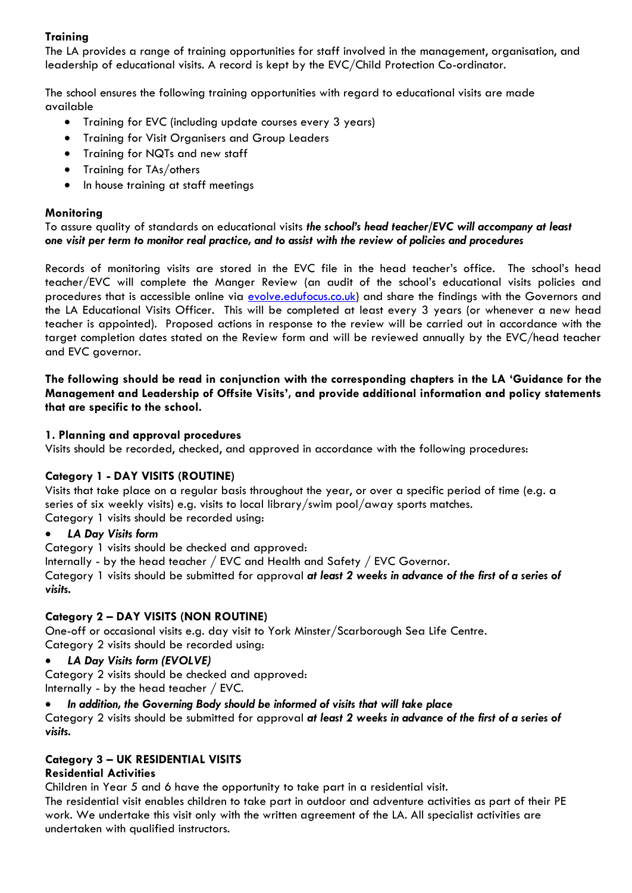**Training**

The LA provides a range of training opportunities for staff involved in the management, organisation, and leadership of educational visits. A record is kept by the EVC/Child Protection Co-ordinator.

The school ensures the following training opportunities with regard to educational visits are made available

- Training for EVC (including update courses every 3 years)
- Training for Visit Organisers and Group Leaders
- Training for NQTs and new staff
- Training for TAs/others
- In house training at staff meetings

**Monitoring**

To assure quality of standards on educational visits ***the school's head teacher/EVC will accompany at least one visit per term to monitor real practice, and to assist with the review of policies and procedures***

Records of monitoring visits are stored in the EVC file in the head teacher's office. The school's head teacher/EVC will complete the Manger Review (an audit of the school's educational visits policies and procedures that is accessible online via [evolve.edufocus.co.uk](evolve.edufocus.co.uk)) and share the findings with the Governors and the LA Educational Visits Officer. This will be completed at least every 3 years (or whenever a new head teacher is appointed). Proposed actions in response to the review will be carried out in accordance with the target completion dates stated on the Review form and will be reviewed annually by the EVC/head teacher and EVC governor.

**The following should be read in conjunction with the corresponding chapters in the LA 'Guidance for the Management and Leadership of Offsite Visits', and provide additional information and policy statements that are specific to the school.**

**1. Planning and approval procedures**

Visits should be recorded, checked, and approved in accordance with the following procedures:

**Category 1 - DAY VISITS (ROUTINE)**

Visits that take place on a regular basis throughout the year, or over a specific period of time (e.g. a series of six weekly visits) e.g. visits to local library/swim pool/away sports matches.
Category 1 visits should be recorded using:

- ***LA Day Visits form***

Category 1 visits should be checked and approved:
Internally - by the head teacher / EVC and Health and Safety / EVC Governor.
Category 1 visits should be submitted for approval ***at least 2 weeks in advance of the first of a series of visits.***

**Category 2 – DAY VISITS (NON ROUTINE)**

One-off or occasional visits e.g. day visit to York Minster/Scarborough Sea Life Centre.
Category 2 visits should be recorded using:

- ***LA Day Visits form (EVOLVE)***

Category 2 visits should be checked and approved:
Internally - by the head teacher / EVC.

- ***In addition, the Governing Body should be informed of visits that will take place***

Category 2 visits should be submitted for approval ***at least 2 weeks in advance of the first of a series of visits.***

**Category 3 – UK RESIDENTIAL VISITS**

**Residential Activities**

Children in Year 5 and 6 have the opportunity to take part in a residential visit.
The residential visit enables children to take part in outdoor and adventure activities as part of their PE work. We undertake this visit only with the written agreement of the LA. All specialist activities are undertaken with qualified instructors.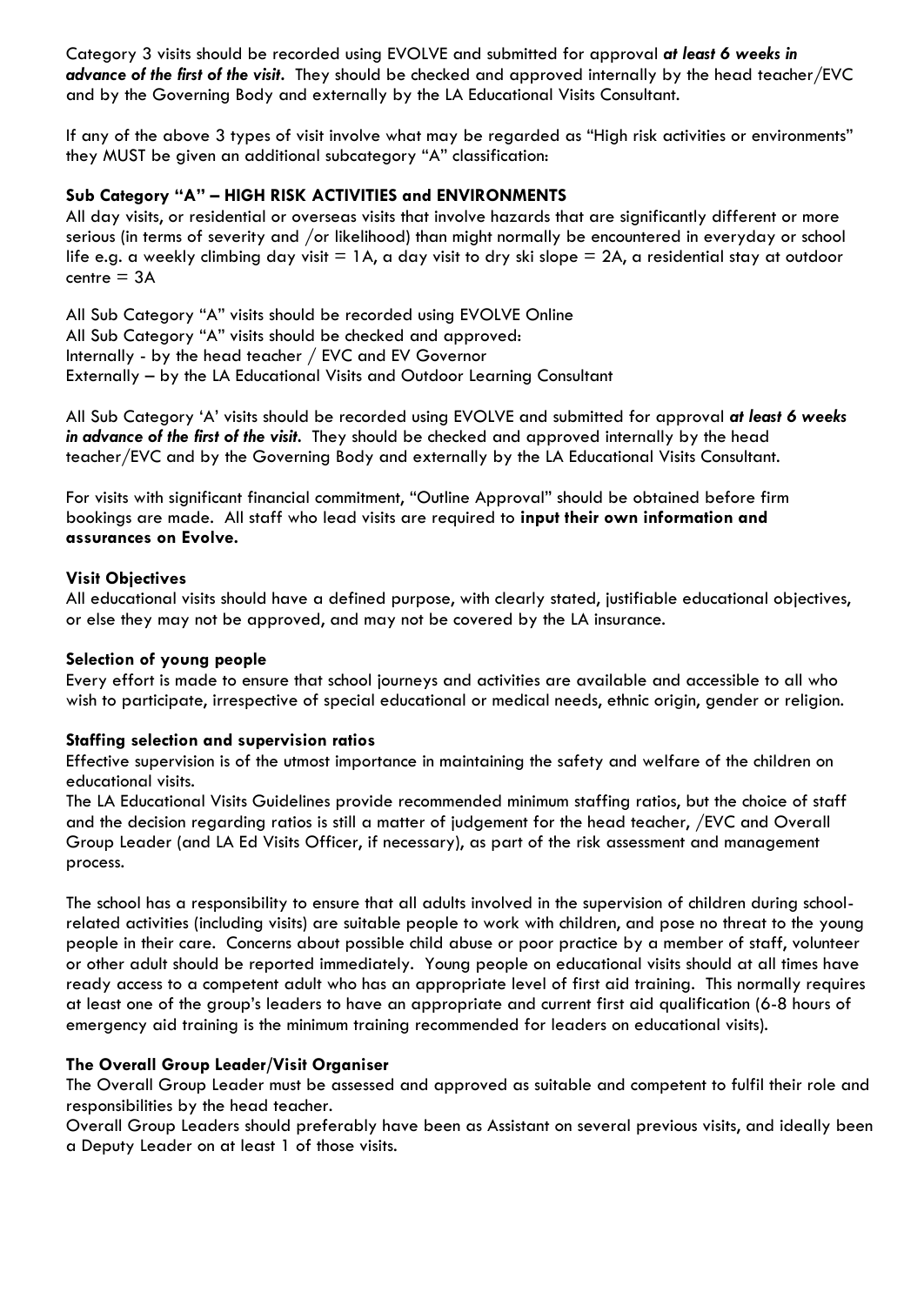Category 3 visits should be recorded using EVOLVE and submitted for approval ***at least 6 weeks in advance of the first of the visit.*** They should be checked and approved internally by the head teacher/EVC and by the Governing Body and externally by the LA Educational Visits Consultant.

If any of the above 3 types of visit involve what may be regarded as "High risk activities or environments" they MUST be given an additional subcategory "A" classification:

**Sub Category "A" – HIGH RISK ACTIVITIES and ENVIRONMENTS**

All day visits, or residential or overseas visits that involve hazards that are significantly different or more serious (in terms of severity and /or likelihood) than might normally be encountered in everyday or school life e.g. a weekly climbing day visit = 1A, a day visit to dry ski slope = 2A, a residential stay at outdoor centre = 3A

All Sub Category "A" visits should be recorded using EVOLVE Online
All Sub Category "A" visits should be checked and approved:
Internally - by the head teacher / EVC and EV Governor
Externally – by the LA Educational Visits and Outdoor Learning Consultant

All Sub Category 'A' visits should be recorded using EVOLVE and submitted for approval ***at least 6 weeks in advance of the first of the visit.*** They should be checked and approved internally by the head teacher/EVC and by the Governing Body and externally by the LA Educational Visits Consultant.

For visits with significant financial commitment, "Outline Approval" should be obtained before firm bookings are made. All staff who lead visits are required to **input their own information and assurances on Evolve.**

**Visit Objectives**

All educational visits should have a defined purpose, with clearly stated, justifiable educational objectives, or else they may not be approved, and may not be covered by the LA insurance.

**Selection of young people**

Every effort is made to ensure that school journeys and activities are available and accessible to all who wish to participate, irrespective of special educational or medical needs, ethnic origin, gender or religion.

**Staffing selection and supervision ratios**

Effective supervision is of the utmost importance in maintaining the safety and welfare of the children on educational visits.

The LA Educational Visits Guidelines provide recommended minimum staffing ratios, but the choice of staff and the decision regarding ratios is still a matter of judgement for the head teacher, /EVC and Overall Group Leader (and LA Ed Visits Officer, if necessary), as part of the risk assessment and management process.

The school has a responsibility to ensure that all adults involved in the supervision of children during school-related activities (including visits) are suitable people to work with children, and pose no threat to the young people in their care. Concerns about possible child abuse or poor practice by a member of staff, volunteer or other adult should be reported immediately. Young people on educational visits should at all times have ready access to a competent adult who has an appropriate level of first aid training. This normally requires at least one of the group's leaders to have an appropriate and current first aid qualification (6-8 hours of emergency aid training is the minimum training recommended for leaders on educational visits).

**The Overall Group Leader/Visit Organiser**

The Overall Group Leader must be assessed and approved as suitable and competent to fulfil their role and responsibilities by the head teacher.

Overall Group Leaders should preferably have been as Assistant on several previous visits, and ideally been a Deputy Leader on at least 1 of those visits.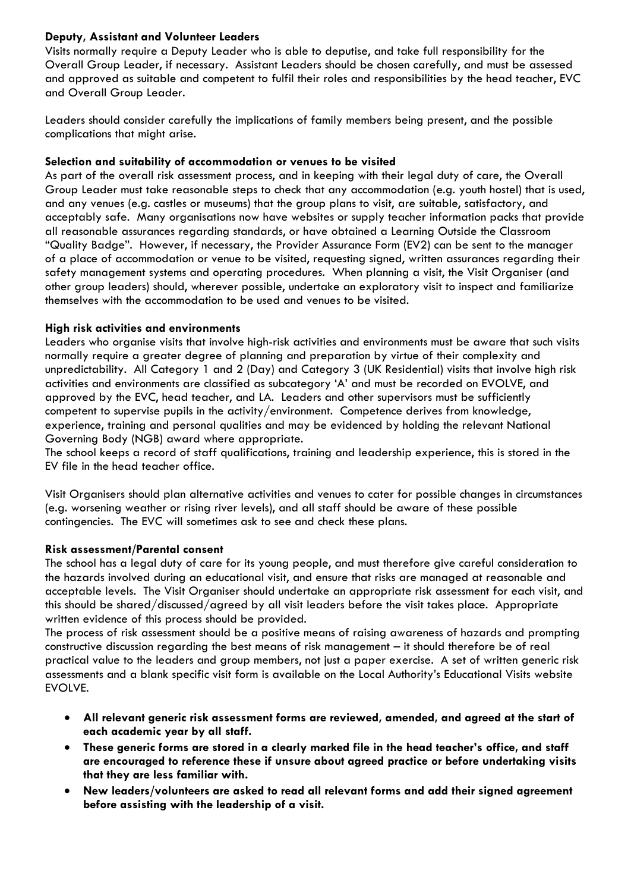**Deputy, Assistant and Volunteer Leaders**

Visits normally require a Deputy Leader who is able to deputise, and take full responsibility for the Overall Group Leader, if necessary. Assistant Leaders should be chosen carefully, and must be assessed and approved as suitable and competent to fulfil their roles and responsibilities by the head teacher, EVC and Overall Group Leader.

Leaders should consider carefully the implications of family members being present, and the possible complications that might arise.

**Selection and suitability of accommodation or venues to be visited**

As part of the overall risk assessment process, and in keeping with their legal duty of care, the Overall Group Leader must take reasonable steps to check that any accommodation (e.g. youth hostel) that is used, and any venues (e.g. castles or museums) that the group plans to visit, are suitable, satisfactory, and acceptably safe. Many organisations now have websites or supply teacher information packs that provide all reasonable assurances regarding standards, or have obtained a Learning Outside the Classroom "Quality Badge". However, if necessary, the Provider Assurance Form (EV2) can be sent to the manager of a place of accommodation or venue to be visited, requesting signed, written assurances regarding their safety management systems and operating procedures. When planning a visit, the Visit Organiser (and other group leaders) should, wherever possible, undertake an exploratory visit to inspect and familiarize themselves with the accommodation to be used and venues to be visited.

**High risk activities and environments**

Leaders who organise visits that involve high-risk activities and environments must be aware that such visits normally require a greater degree of planning and preparation by virtue of their complexity and unpredictability. All Category 1 and 2 (Day) and Category 3 (UK Residential) visits that involve high risk activities and environments are classified as subcategory 'A' and must be recorded on EVOLVE, and approved by the EVC, head teacher, and LA. Leaders and other supervisors must be sufficiently competent to supervise pupils in the activity/environment. Competence derives from knowledge, experience, training and personal qualities and may be evidenced by holding the relevant National Governing Body (NGB) award where appropriate.
The school keeps a record of staff qualifications, training and leadership experience, this is stored in the EV file in the head teacher office.

Visit Organisers should plan alternative activities and venues to cater for possible changes in circumstances (e.g. worsening weather or rising river levels), and all staff should be aware of these possible contingencies. The EVC will sometimes ask to see and check these plans.

**Risk assessment/Parental consent**

The school has a legal duty of care for its young people, and must therefore give careful consideration to the hazards involved during an educational visit, and ensure that risks are managed at reasonable and acceptable levels. The Visit Organiser should undertake an appropriate risk assessment for each visit, and this should be shared/discussed/agreed by all visit leaders before the visit takes place. Appropriate written evidence of this process should be provided.
The process of risk assessment should be a positive means of raising awareness of hazards and prompting constructive discussion regarding the best means of risk management – it should therefore be of real practical value to the leaders and group members, not just a paper exercise. A set of written generic risk assessments and a blank specific visit form is available on the Local Authority's Educational Visits website EVOLVE.

- **All relevant generic risk assessment forms are reviewed, amended, and agreed at the start of each academic year by all staff.**
- **These generic forms are stored in a clearly marked file in the head teacher's office, and staff are encouraged to reference these if unsure about agreed practice or before undertaking visits that they are less familiar with.**
- **New leaders/volunteers are asked to read all relevant forms and add their signed agreement before assisting with the leadership of a visit.**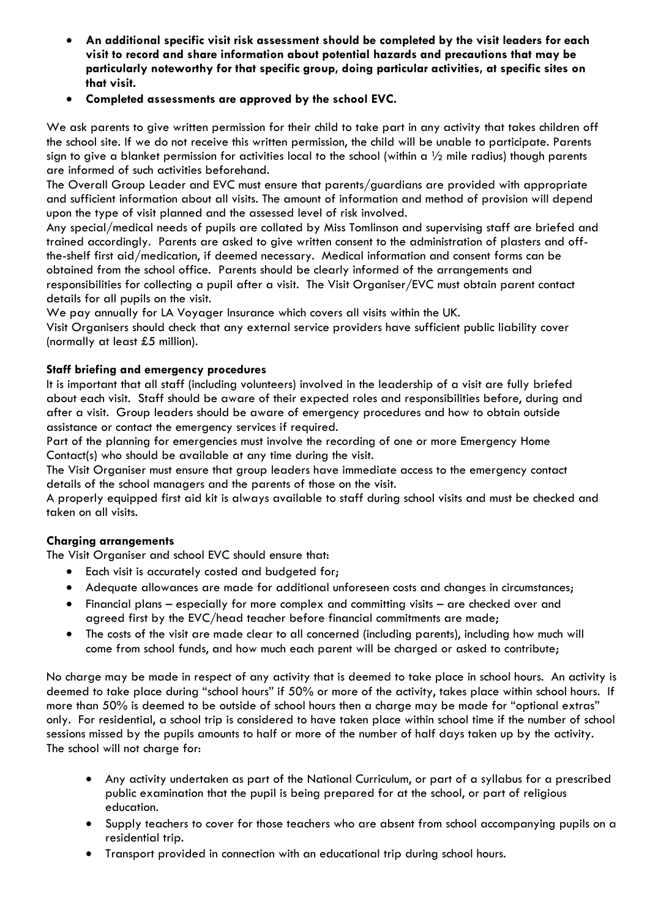- **An additional specific visit risk assessment should be completed by the visit leaders for each visit to record and share information about potential hazards and precautions that may be particularly noteworthy for that specific group, doing particular activities, at specific sites on that visit.**
- **Completed assessments are approved by the school EVC.**

We ask parents to give written permission for their child to take part in any activity that takes children off the school site. If we do not receive this written permission, the child will be unable to participate. Parents sign to give a blanket permission for activities local to the school (within a ½ mile radius) though parents are informed of such activities beforehand.

The Overall Group Leader and EVC must ensure that parents/guardians are provided with appropriate and sufficient information about all visits. The amount of information and method of provision will depend upon the type of visit planned and the assessed level of risk involved.

Any special/medical needs of pupils are collated by Miss Tomlinson and supervising staff are briefed and trained accordingly. Parents are asked to give written consent to the administration of plasters and off-the-shelf first aid/medication, if deemed necessary. Medical information and consent forms can be obtained from the school office. Parents should be clearly informed of the arrangements and responsibilities for collecting a pupil after a visit. The Visit Organiser/EVC must obtain parent contact details for all pupils on the visit.

We pay annually for LA Voyager Insurance which covers all visits within the UK.

Visit Organisers should check that any external service providers have sufficient public liability cover (normally at least £5 million).

**Staff briefing and emergency procedures**

It is important that all staff (including volunteers) involved in the leadership of a visit are fully briefed about each visit. Staff should be aware of their expected roles and responsibilities before, during and after a visit. Group leaders should be aware of emergency procedures and how to obtain outside assistance or contact the emergency services if required.

Part of the planning for emergencies must involve the recording of one or more Emergency Home Contact(s) who should be available at any time during the visit.

The Visit Organiser must ensure that group leaders have immediate access to the emergency contact details of the school managers and the parents of those on the visit.

A properly equipped first aid kit is always available to staff during school visits and must be checked and taken on all visits.

**Charging arrangements**

The Visit Organiser and school EVC should ensure that:

- Each visit is accurately costed and budgeted for;
- Adequate allowances are made for additional unforeseen costs and changes in circumstances;
- Financial plans – especially for more complex and committing visits – are checked over and agreed first by the EVC/head teacher before financial commitments are made;
- The costs of the visit are made clear to all concerned (including parents), including how much will come from school funds, and how much each parent will be charged or asked to contribute;

No charge may be made in respect of any activity that is deemed to take place in school hours. An activity is deemed to take place during "school hours" if 50% or more of the activity, takes place within school hours. If more than 50% is deemed to be outside of school hours then a charge may be made for "optional extras" only. For residential, a school trip is considered to have taken place within school time if the number of school sessions missed by the pupils amounts to half or more of the number of half days taken up by the activity.

The school will not charge for:

- Any activity undertaken as part of the National Curriculum, or part of a syllabus for a prescribed public examination that the pupil is being prepared for at the school, or part of religious education.
- Supply teachers to cover for those teachers who are absent from school accompanying pupils on a residential trip.
- Transport provided in connection with an educational trip during school hours.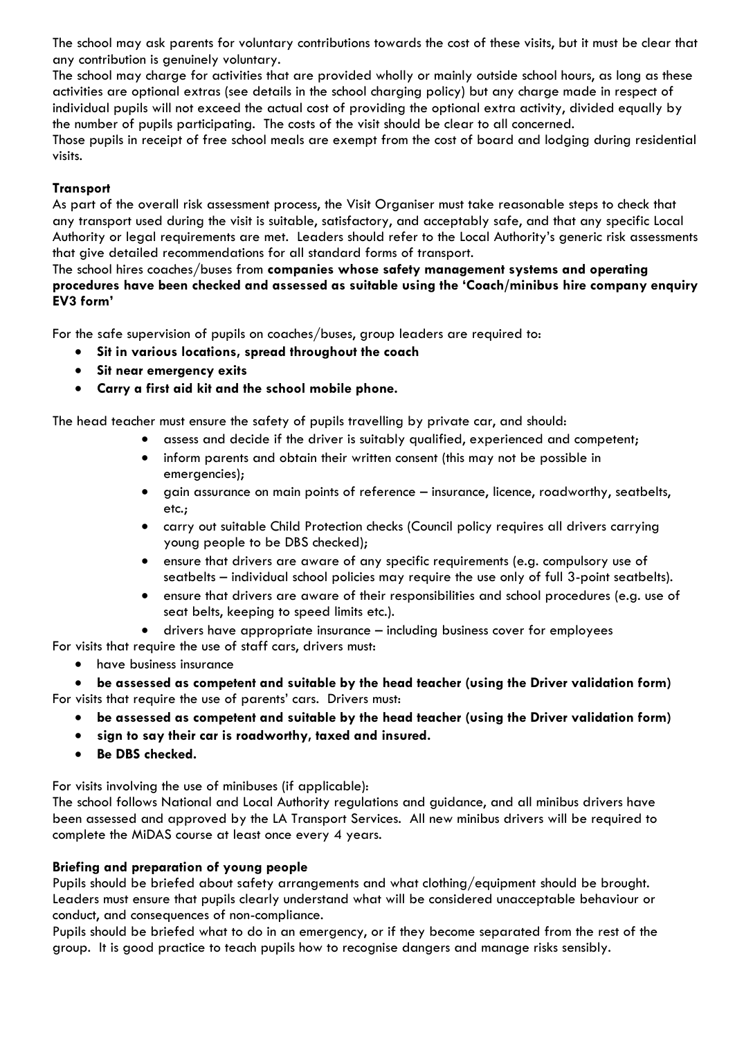The school may ask parents for voluntary contributions towards the cost of these visits, but it must be clear that any contribution is genuinely voluntary.

The school may charge for activities that are provided wholly or mainly outside school hours, as long as these activities are optional extras (see details in the school charging policy) but any charge made in respect of individual pupils will not exceed the actual cost of providing the optional extra activity, divided equally by the number of pupils participating. The costs of the visit should be clear to all concerned.

Those pupils in receipt of free school meals are exempt from the cost of board and lodging during residential visits.

**Transport**

As part of the overall risk assessment process, the Visit Organiser must take reasonable steps to check that any transport used during the visit is suitable, satisfactory, and acceptably safe, and that any specific Local Authority or legal requirements are met. Leaders should refer to the Local Authority's generic risk assessments that give detailed recommendations for all standard forms of transport.

The school hires coaches/buses from **companies whose safety management systems and operating procedures have been checked and assessed as suitable using the 'Coach/minibus hire company enquiry EV3 form'**

For the safe supervision of pupils on coaches/buses, group leaders are required to:

- **Sit in various locations, spread throughout the coach**
- **Sit near emergency exits**
- **Carry a first aid kit and the school mobile phone.**

The head teacher must ensure the safety of pupils travelling by private car, and should:

- assess and decide if the driver is suitably qualified, experienced and competent;
- inform parents and obtain their written consent (this may not be possible in emergencies);
- gain assurance on main points of reference – insurance, licence, roadworthy, seatbelts, etc.;
- carry out suitable Child Protection checks (Council policy requires all drivers carrying young people to be DBS checked);
- ensure that drivers are aware of any specific requirements (e.g. compulsory use of seatbelts – individual school policies may require the use only of full 3-point seatbelts).
- ensure that drivers are aware of their responsibilities and school procedures (e.g. use of seat belts, keeping to speed limits etc.).
- drivers have appropriate insurance – including business cover for employees

For visits that require the use of staff cars, drivers must:

- have business insurance
- **be assessed as competent and suitable by the head teacher (using the Driver validation form)**

For visits that require the use of parents' cars. Drivers must:

- **be assessed as competent and suitable by the head teacher (using the Driver validation form)**
- **sign to say their car is roadworthy, taxed and insured.**
- **Be DBS checked.**

For visits involving the use of minibuses (if applicable):

The school follows National and Local Authority regulations and guidance, and all minibus drivers have been assessed and approved by the LA Transport Services. All new minibus drivers will be required to complete the MiDAS course at least once every 4 years.

**Briefing and preparation of young people**

Pupils should be briefed about safety arrangements and what clothing/equipment should be brought. Leaders must ensure that pupils clearly understand what will be considered unacceptable behaviour or conduct, and consequences of non-compliance.

Pupils should be briefed what to do in an emergency, or if they become separated from the rest of the group. It is good practice to teach pupils how to recognise dangers and manage risks sensibly.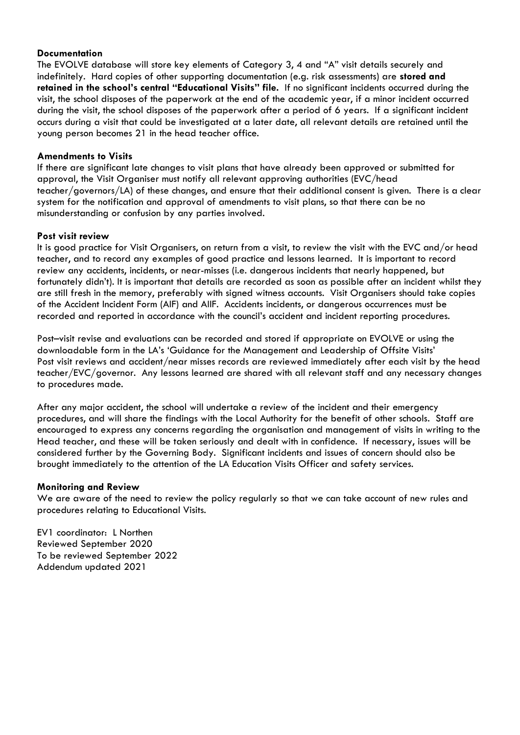**Documentation**

The EVOLVE database will store key elements of Category 3, 4 and "A" visit details securely and indefinitely. Hard copies of other supporting documentation (e.g. risk assessments) are **stored and retained in the school's central "Educational Visits" file.** If no significant incidents occurred during the visit, the school disposes of the paperwork at the end of the academic year, if a minor incident occurred during the visit, the school disposes of the paperwork after a period of 6 years. If a significant incident occurs during a visit that could be investigated at a later date, all relevant details are retained until the young person becomes 21 in the head teacher office.

**Amendments to Visits**

If there are significant late changes to visit plans that have already been approved or submitted for approval, the Visit Organiser must notify all relevant approving authorities (EVC/head teacher/governors/LA) of these changes, and ensure that their additional consent is given. There is a clear system for the notification and approval of amendments to visit plans, so that there can be no misunderstanding or confusion by any parties involved.

**Post visit review**

It is good practice for Visit Organisers, on return from a visit, to review the visit with the EVC and/or head teacher, and to record any examples of good practice and lessons learned. It is important to record review any accidents, incidents, or near-misses (i.e. dangerous incidents that nearly happened, but fortunately didn't). It is important that details are recorded as soon as possible after an incident whilst they are still fresh in the memory, preferably with signed witness accounts. Visit Organisers should take copies of the Accident Incident Form (AIF) and AIIF. Accidents incidents, or dangerous occurrences must be recorded and reported in accordance with the council's accident and incident reporting procedures.

Post–visit revise and evaluations can be recorded and stored if appropriate on EVOLVE or using the downloadable form in the LA's 'Guidance for the Management and Leadership of Offsite Visits'
Post visit reviews and accident/near misses records are reviewed immediately after each visit by the head teacher/EVC/governor. Any lessons learned are shared with all relevant staff and any necessary changes to procedures made.

After any major accident, the school will undertake a review of the incident and their emergency procedures, and will share the findings with the Local Authority for the benefit of other schools. Staff are encouraged to express any concerns regarding the organisation and management of visits in writing to the Head teacher, and these will be taken seriously and dealt with in confidence. If necessary, issues will be considered further by the Governing Body. Significant incidents and issues of concern should also be brought immediately to the attention of the LA Education Visits Officer and safety services.

**Monitoring and Review**

We are aware of the need to review the policy regularly so that we can take account of new rules and procedures relating to Educational Visits.

EV1 coordinator: L Northen
Reviewed September 2020
To be reviewed September 2022
Addendum updated 2021